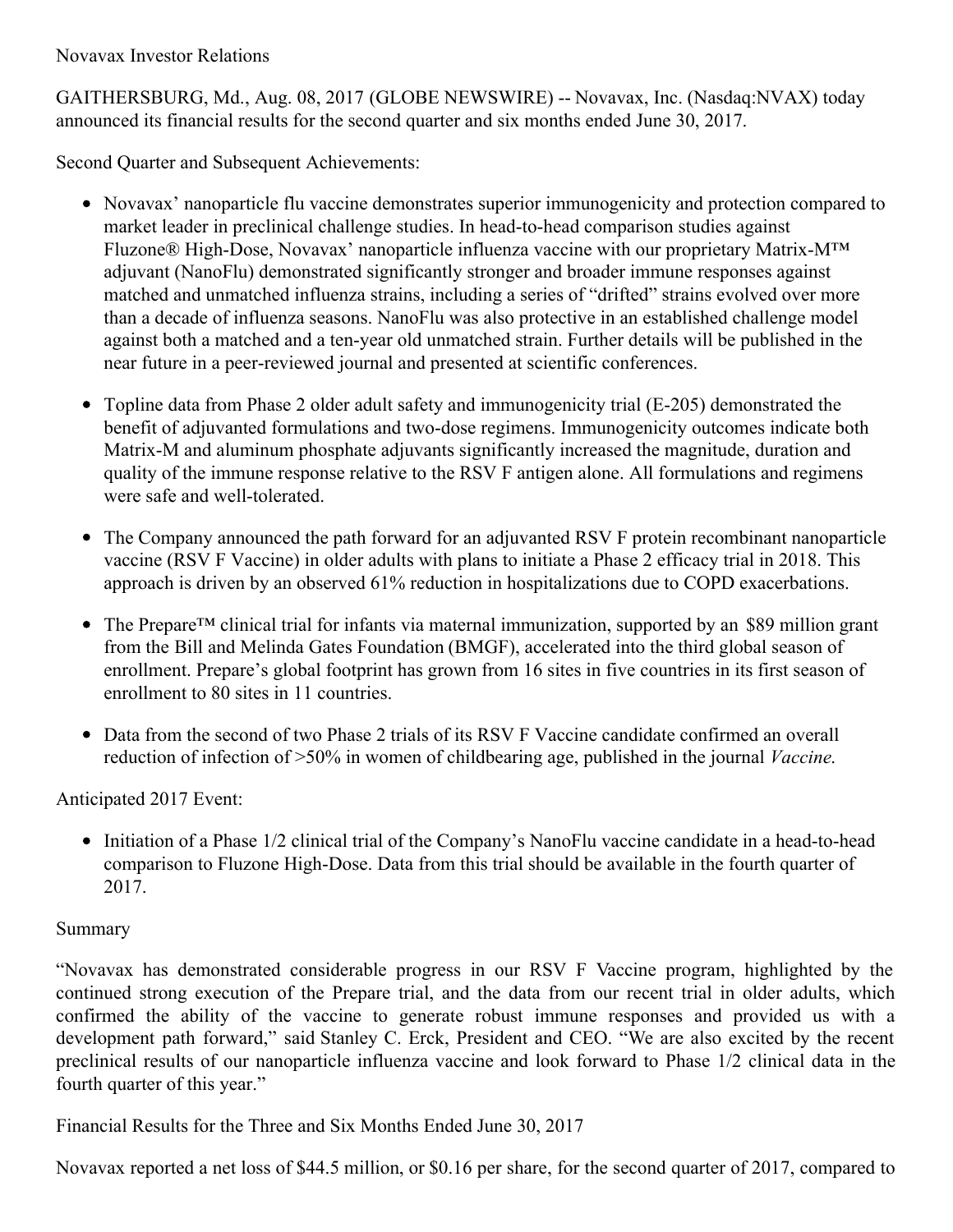Novavax Investor Relations

GAITHERSBURG, Md., Aug. 08, 2017 (GLOBE NEWSWIRE) -- Novavax, Inc. (Nasdaq:NVAX) today announced its financial results for the second quarter and six months ended June 30, 2017.

Second Quarter and Subsequent Achievements:

- Novavax' nanoparticle flu vaccine demonstrates superior immunogenicity and protection compared to market leader in preclinical challenge studies. In head-to-head comparison studies against Fluzone® High-Dose, Novavax' nanoparticle influenza vaccine with our proprietary Matrix-M™ adjuvant (NanoFlu) demonstrated significantly stronger and broader immune responses against matched and unmatched influenza strains, including a series of "drifted" strains evolved over more than a decade of influenza seasons. NanoFlu was also protective in an established challenge model against both a matched and a ten-year old unmatched strain. Further details will be published in the near future in a peer-reviewed journal and presented at scientific conferences.
- Topline data from Phase 2 older adult safety and immunogenicity trial (E-205) demonstrated the benefit of adjuvanted formulations and two-dose regimens. Immunogenicity outcomes indicate both Matrix-M and aluminum phosphate adjuvants significantly increased the magnitude, duration and quality of the immune response relative to the RSV F antigen alone. All formulations and regimens were safe and well-tolerated.
- The Company announced the path forward for an adjuvanted RSV F protein recombinant nanoparticle vaccine (RSV F Vaccine) in older adults with plans to initiate a Phase 2 efficacy trial in 2018. This approach is driven by an observed 61% reduction in hospitalizations due to COPD exacerbations.
- The Prepare™ clinical trial for infants via maternal immunization, supported by an $89 million grant from the Bill and Melinda Gates Foundation (BMGF), accelerated into the third global season of enrollment. Prepare's global footprint has grown from 16 sites in five countries in its first season of enrollment to 80 sites in 11 countries.
- Data from the second of two Phase 2 trials of its RSV F Vaccine candidate confirmed an overall reduction of infection of >50% in women of childbearing age, published in the journal *Vaccine.*

Anticipated 2017 Event:

- Initiation of a Phase 1/2 clinical trial of the Company's NanoFlu vaccine candidate in a head-to-head comparison to Fluzone High-Dose. Data from this trial should be available in the fourth quarter of 2017.

Summary

"Novavax has demonstrated considerable progress in our RSV F Vaccine program, highlighted by the continued strong execution of the Prepare trial, and the data from our recent trial in older adults, which confirmed the ability of the vaccine to generate robust immune responses and provided us with a development path forward," said Stanley C. Erck, President and CEO. "We are also excited by the recent preclinical results of our nanoparticle influenza vaccine and look forward to Phase 1/2 clinical data in the fourth quarter of this year."

Financial Results for the Three and Six Months Ended June 30, 2017

Novavax reported a net loss of $44.5 million, or $0.16 per share, for the second quarter of 2017, compared to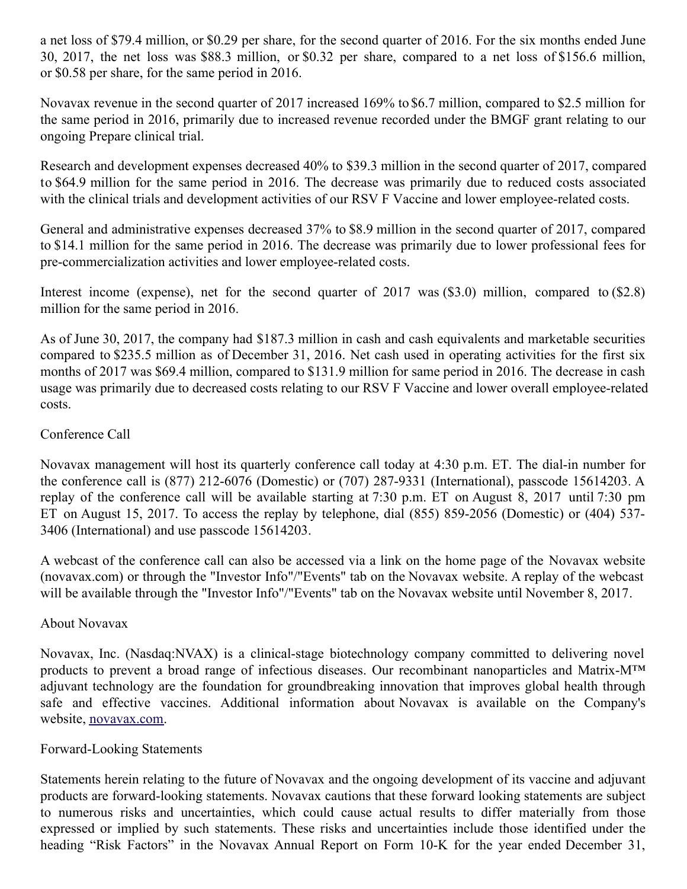a net loss of $79.4 million, or $0.29 per share, for the second quarter of 2016. For the six months ended June 30, 2017, the net loss was $88.3 million, or $0.32 per share, compared to a net loss of $156.6 million, or $0.58 per share, for the same period in 2016.

Novavax revenue in the second quarter of 2017 increased 169% to $6.7 million, compared to $2.5 million for the same period in 2016, primarily due to increased revenue recorded under the BMGF grant relating to our ongoing Prepare clinical trial.

Research and development expenses decreased 40% to $39.3 million in the second quarter of 2017, compared to $64.9 million for the same period in 2016. The decrease was primarily due to reduced costs associated with the clinical trials and development activities of our RSV F Vaccine and lower employee-related costs.

General and administrative expenses decreased 37% to $8.9 million in the second quarter of 2017, compared to $14.1 million for the same period in 2016. The decrease was primarily due to lower professional fees for pre-commercialization activities and lower employee-related costs.

Interest income (expense), net for the second quarter of 2017 was ($3.0) million, compared to ($2.8) million for the same period in 2016.

As of June 30, 2017, the company had $187.3 million in cash and cash equivalents and marketable securities compared to $235.5 million as of December 31, 2016. Net cash used in operating activities for the first six months of 2017 was $69.4 million, compared to $131.9 million for same period in 2016. The decrease in cash usage was primarily due to decreased costs relating to our RSV F Vaccine and lower overall employee-related costs.

## Conference Call

Novavax management will host its quarterly conference call today at 4:30 p.m. ET. The dial-in number for the conference call is (877) 212-6076 (Domestic) or (707) 287-9331 (International), passcode 15614203. A replay of the conference call will be available starting at 7:30 p.m. ET on August 8, 2017 until 7:30 pm ET on August 15, 2017. To access the replay by telephone, dial (855) 859-2056 (Domestic) or (404) 537-3406 (International) and use passcode 15614203.

A webcast of the conference call can also be accessed via a link on the home page of the Novavax website (novavax.com) or through the "Investor Info"/"Events" tab on the Novavax website. A replay of the webcast will be available through the "Investor Info"/"Events" tab on the Novavax website until November 8, 2017.

## About Novavax

Novavax, Inc. (Nasdaq:NVAX) is a clinical-stage biotechnology company committed to delivering novel products to prevent a broad range of infectious diseases. Our recombinant nanoparticles and Matrix-M™ adjuvant technology are the foundation for groundbreaking innovation that improves global health through safe and effective vaccines. Additional information about Novavax is available on the Company's website, novavax.com.

## Forward-Looking Statements

Statements herein relating to the future of Novavax and the ongoing development of its vaccine and adjuvant products are forward-looking statements. Novavax cautions that these forward looking statements are subject to numerous risks and uncertainties, which could cause actual results to differ materially from those expressed or implied by such statements. These risks and uncertainties include those identified under the heading "Risk Factors" in the Novavax Annual Report on Form 10-K for the year ended December 31,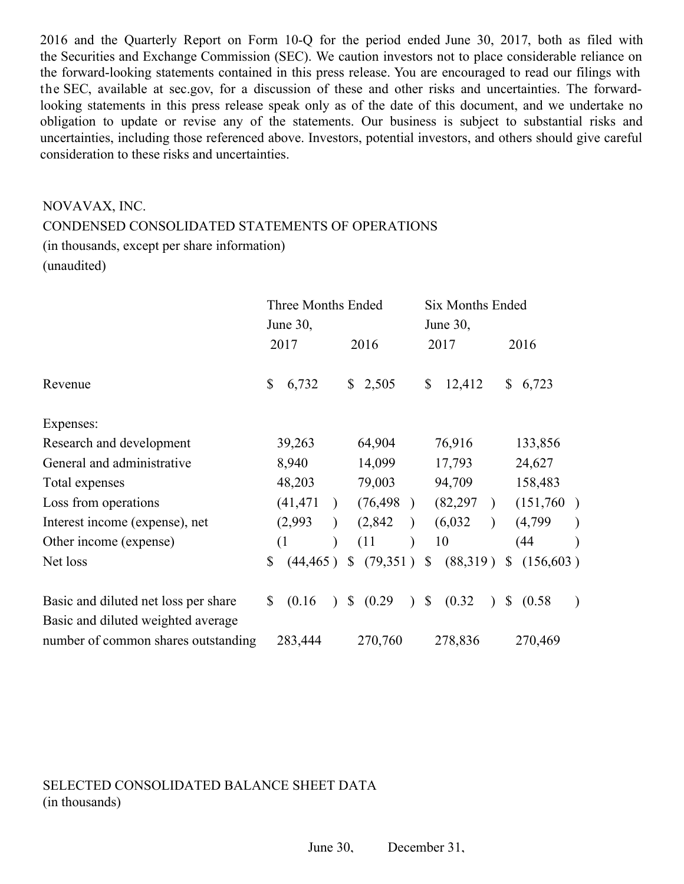2016 and the Quarterly Report on Form 10-Q for the period ended June 30, 2017, both as filed with the Securities and Exchange Commission (SEC). We caution investors not to place considerable reliance on the forward-looking statements contained in this press release. You are encouraged to read our filings with the SEC, available at sec.gov, for a discussion of these and other risks and uncertainties. The forward-looking statements in this press release speak only as of the date of this document, and we undertake no obligation to update or revise any of the statements. Our business is subject to substantial risks and uncertainties, including those referenced above. Investors, potential investors, and others should give careful consideration to these risks and uncertainties.

NOVAVAX, INC.
CONDENSED CONSOLIDATED STATEMENTS OF OPERATIONS
(in thousands, except per share information)
(unaudited)

| | Three Months Ended June 30, | | Six Months Ended June 30, | |
|---|---|---|---|---|
| | 2017 | 2016 | 2017 | 2016 |
| Revenue | $ 6,732 | $ 2,505 | $ 12,412 | $ 6,723 |
| Expenses: | | | | |
| Research and development | 39,263 | 64,904 | 76,916 | 133,856 |
| General and administrative | 8,940 | 14,099 | 17,793 | 24,627 |
| Total expenses | 48,203 | 79,003 | 94,709 | 158,483 |
| Loss from operations | (41,471) | (76,498) | (82,297) | (151,760) |
| Interest income (expense), net | (2,993) | (2,842) | (6,032) | (4,799) |
| Other income (expense) | (1) | (11) | 10 | (44) |
| Net loss | $ (44,465) | $ (79,351) | $ (88,319) | $ (156,603) |
| Basic and diluted net loss per share | $ (0.16) | $ (0.29) | $ (0.32) | $ (0.58) |
| Basic and diluted weighted average number of common shares outstanding | 283,444 | 270,760 | 278,836 | 270,469 |

SELECTED CONSOLIDATED BALANCE SHEET DATA
(in thousands)

| | June 30, | December 31, |
|---|---|---|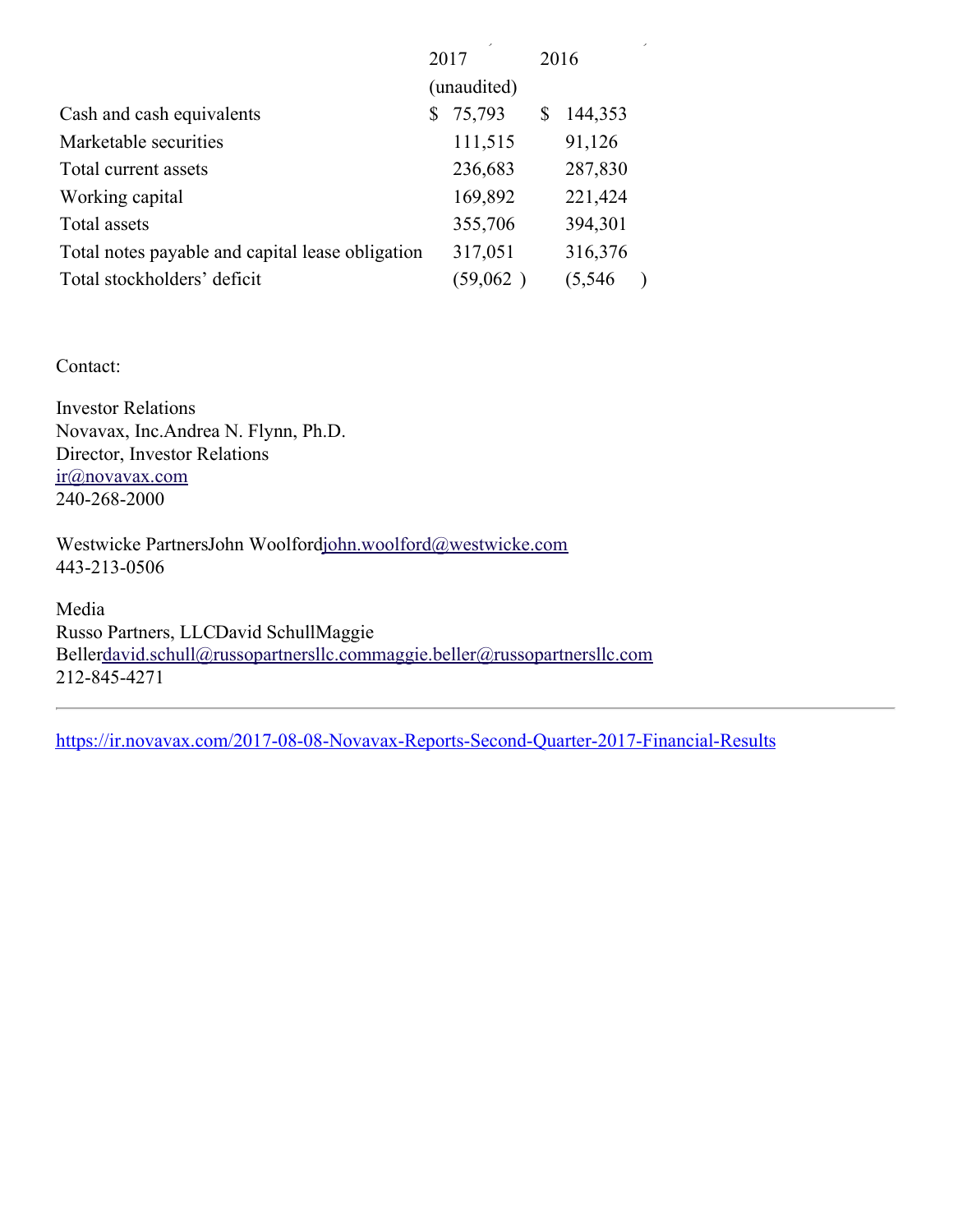| | 2017 | 2016 |
|---|---|---|
| | (unaudited) | |
| Cash and cash equivalents | $ 75,793 | $ 144,353 |
| Marketable securities | 111,515 | 91,126 |
| Total current assets | 236,683 | 287,830 |
| Working capital | 169,892 | 221,424 |
| Total assets | 355,706 | 394,301 |
| Total notes payable and capital lease obligation | 317,051 | 316,376 |
| Total stockholders' deficit | (59,062 ) | (5,546 ) |

Contact:

Investor Relations
Novavax, Inc.Andrea N. Flynn, Ph.D.
Director, Investor Relations
ir@novavax.com
240-268-2000

Westwicke PartnersJohn Woolfordjohn.woolford@westwicke.com
443-213-0506

Media
Russo Partners, LLCDavid SchullMaggie Bellerdavid.schull@russopartnersllc.commaggie.beller@russopartnersllc.com
212-845-4271

---

https://ir.novavax.com/2017-08-08-Novavax-Reports-Second-Quarter-2017-Financial-Results